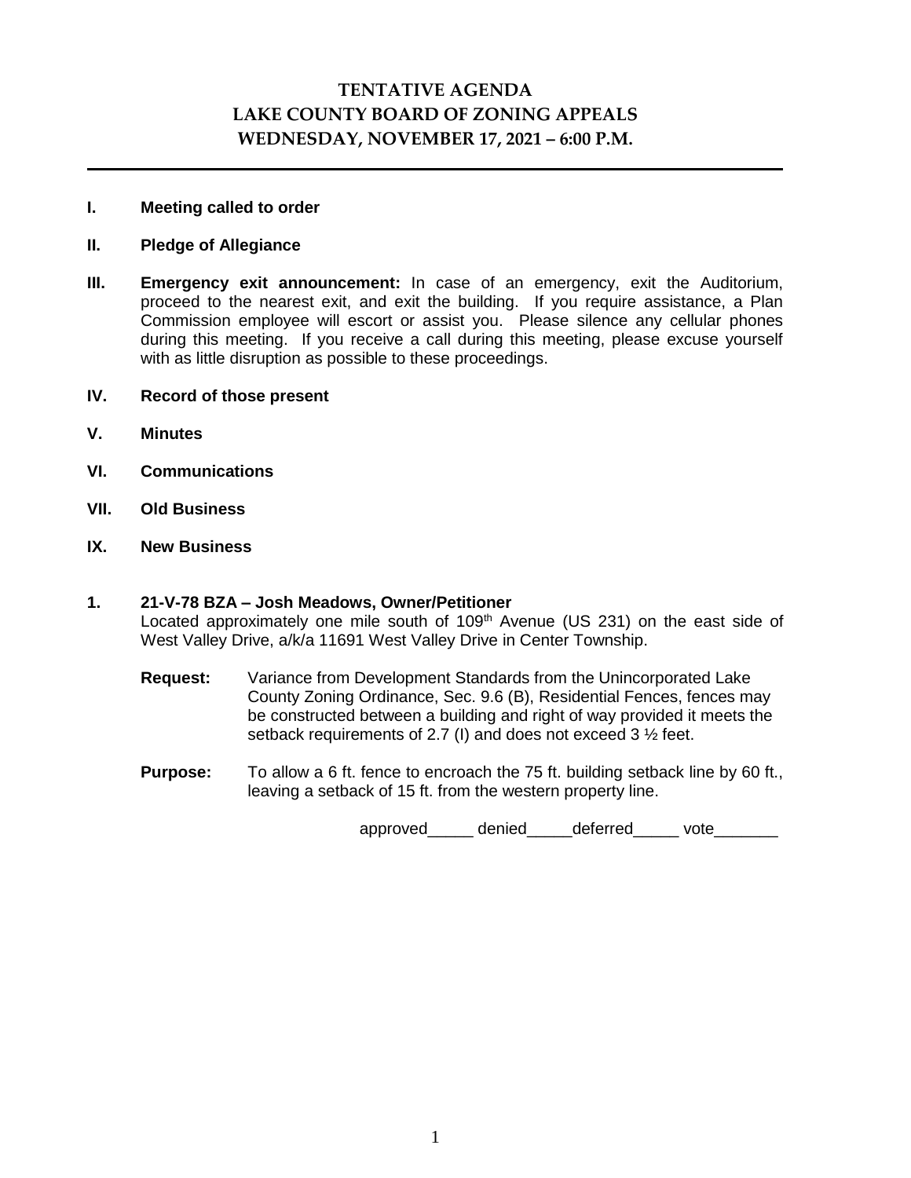# TENTATIVE AGENDA
# LAKE COUNTY BOARD OF ZONING APPEALS
# WEDNESDAY, NOVEMBER 17, 2021 – 6:00 P.M.

---

**I. Meeting called to order**

**II. Pledge of Allegiance**

**III. Emergency exit announcement:** In case of an emergency, exit the Auditorium, proceed to the nearest exit, and exit the building. If you require assistance, a Plan Commission employee will escort or assist you. Please silence any cellular phones during this meeting. If you receive a call during this meeting, please excuse yourself with as little disruption as possible to these proceedings.

**IV. Record of those present**

**V. Minutes**

**VI. Communications**

**VII. Old Business**

**IX. New Business**

**1. 21-V-78 BZA – Josh Meadows, Owner/Petitioner**

Located approximately one mile south of 109th Avenue (US 231) on the east side of West Valley Drive, a/k/a 11691 West Valley Drive in Center Township.

**Request:** Variance from Development Standards from the Unincorporated Lake County Zoning Ordinance, Sec. 9.6 (B), Residential Fences, fences may be constructed between a building and right of way provided it meets the setback requirements of 2.7 (I) and does not exceed 3 ½ feet.

**Purpose:** To allow a 6 ft. fence to encroach the 75 ft. building setback line by 60 ft., leaving a setback of 15 ft. from the western property line.

approved_____ denied_____deferred_____ vote_______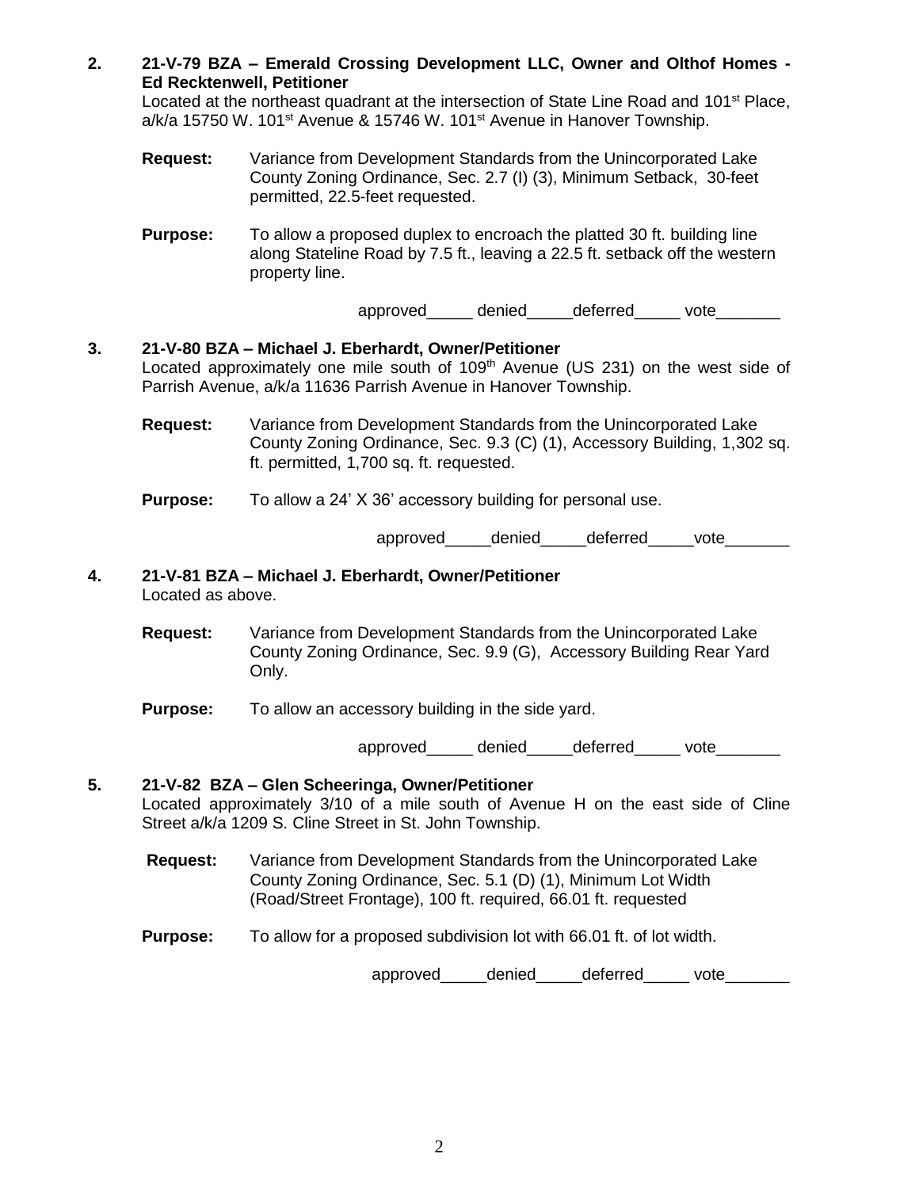2. **21-V-79 BZA – Emerald Crossing Development LLC, Owner and Olthof Homes - Ed Recktenwell, Petitioner**
   Located at the northeast quadrant at the intersection of State Line Road and 101st Place, a/k/a 15750 W. 101st Avenue & 15746 W. 101st Avenue in Hanover Township.

   **Request:** Variance from Development Standards from the Unincorporated Lake County Zoning Ordinance, Sec. 2.7 (I) (3), Minimum Setback, 30-feet permitted, 22.5-feet requested.

   **Purpose:** To allow a proposed duplex to encroach the platted 30 ft. building line along Stateline Road by 7.5 ft., leaving a 22.5 ft. setback off the western property line.

   approved_____ denied_____deferred_____ vote_______

3. **21-V-80 BZA – Michael J. Eberhardt, Owner/Petitioner**
   Located approximately one mile south of 109th Avenue (US 231) on the west side of Parrish Avenue, a/k/a 11636 Parrish Avenue in Hanover Township.

   **Request:** Variance from Development Standards from the Unincorporated Lake County Zoning Ordinance, Sec. 9.3 (C) (1), Accessory Building, 1,302 sq. ft. permitted, 1,700 sq. ft. requested.

   **Purpose:** To allow a 24' X 36' accessory building for personal use.

   approved_____denied_____deferred_____vote_______

4. **21-V-81 BZA – Michael J. Eberhardt, Owner/Petitioner**
   Located as above.

   **Request:** Variance from Development Standards from the Unincorporated Lake County Zoning Ordinance, Sec. 9.9 (G), Accessory Building Rear Yard Only.

   **Purpose:** To allow an accessory building in the side yard.

   approved_____ denied_____deferred_____ vote_______

5. **21-V-82 BZA – Glen Scheeringa, Owner/Petitioner**
   Located approximately 3/10 of a mile south of Avenue H on the east side of Cline Street a/k/a 1209 S. Cline Street in St. John Township.

   **Request:** Variance from Development Standards from the Unincorporated Lake County Zoning Ordinance, Sec. 5.1 (D) (1), Minimum Lot Width (Road/Street Frontage), 100 ft. required, 66.01 ft. requested

   **Purpose:** To allow for a proposed subdivision lot with 66.01 ft. of lot width.

   approved_____denied_____deferred_____ vote_______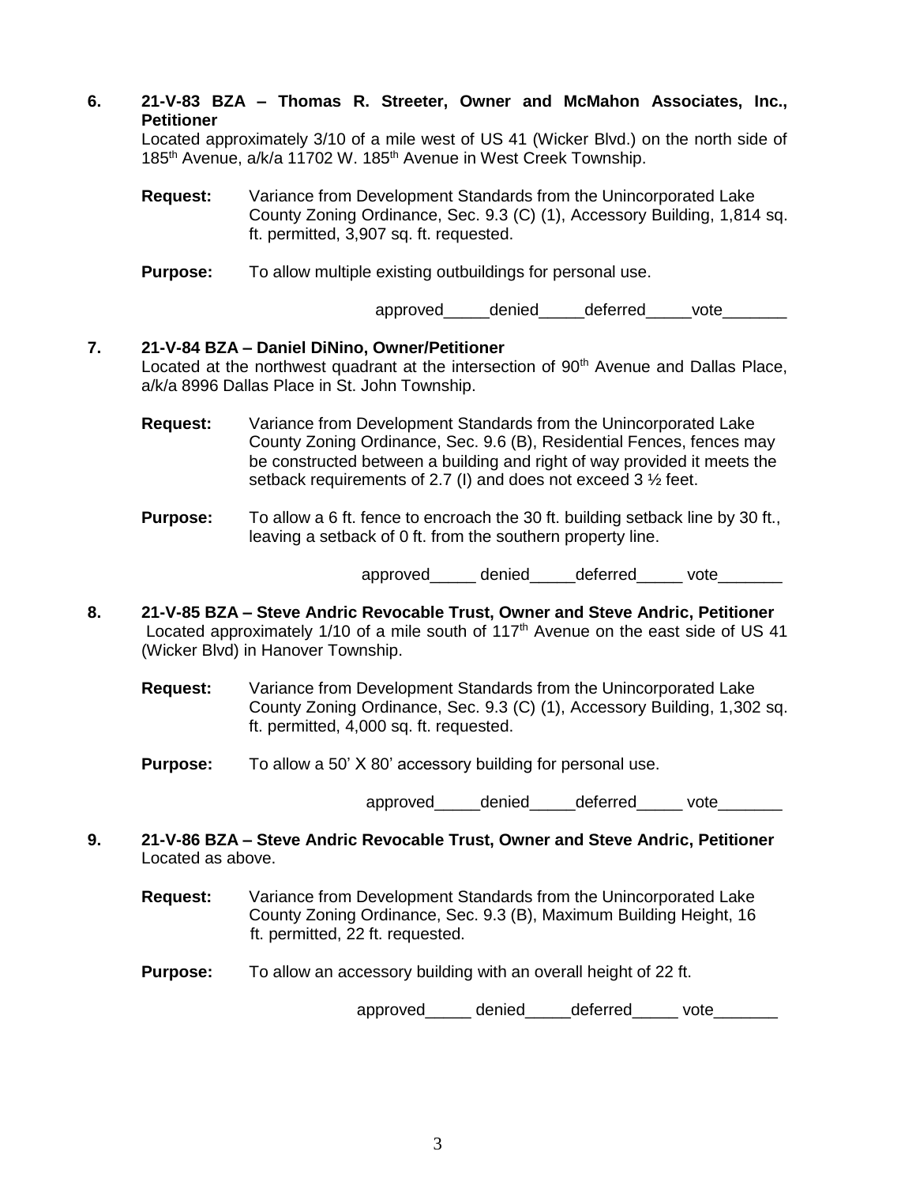**6. 21-V-83 BZA – Thomas R. Streeter, Owner and McMahon Associates, Inc., Petitioner**

Located approximately 3/10 of a mile west of US 41 (Wicker Blvd.) on the north side of 185th Avenue, a/k/a 11702 W. 185th Avenue in West Creek Township.

**Request:** Variance from Development Standards from the Unincorporated Lake County Zoning Ordinance, Sec. 9.3 (C) (1), Accessory Building, 1,814 sq. ft. permitted, 3,907 sq. ft. requested.

**Purpose:** To allow multiple existing outbuildings for personal use.

approved_____denied_____deferred_____vote_______

**7. 21-V-84 BZA – Daniel DiNino, Owner/Petitioner**

Located at the northwest quadrant at the intersection of 90th Avenue and Dallas Place, a/k/a 8996 Dallas Place in St. John Township.

**Request:** Variance from Development Standards from the Unincorporated Lake County Zoning Ordinance, Sec. 9.6 (B), Residential Fences, fences may be constructed between a building and right of way provided it meets the setback requirements of 2.7 (I) and does not exceed 3 ½ feet.

**Purpose:** To allow a 6 ft. fence to encroach the 30 ft. building setback line by 30 ft., leaving a setback of 0 ft. from the southern property line.

approved_____ denied_____deferred_____ vote_______

**8. 21-V-85 BZA – Steve Andric Revocable Trust, Owner and Steve Andric, Petitioner**

Located approximately 1/10 of a mile south of 117th Avenue on the east side of US 41 (Wicker Blvd) in Hanover Township.

**Request:** Variance from Development Standards from the Unincorporated Lake County Zoning Ordinance, Sec. 9.3 (C) (1), Accessory Building, 1,302 sq. ft. permitted, 4,000 sq. ft. requested.

**Purpose:** To allow a 50' X 80' accessory building for personal use.

approved_____denied_____deferred_____ vote_______

**9. 21-V-86 BZA – Steve Andric Revocable Trust, Owner and Steve Andric, Petitioner**

Located as above.

**Request:** Variance from Development Standards from the Unincorporated Lake County Zoning Ordinance, Sec. 9.3 (B), Maximum Building Height, 16 ft. permitted, 22 ft. requested.

**Purpose:** To allow an accessory building with an overall height of 22 ft.

approved_____ denied_____deferred_____ vote_______